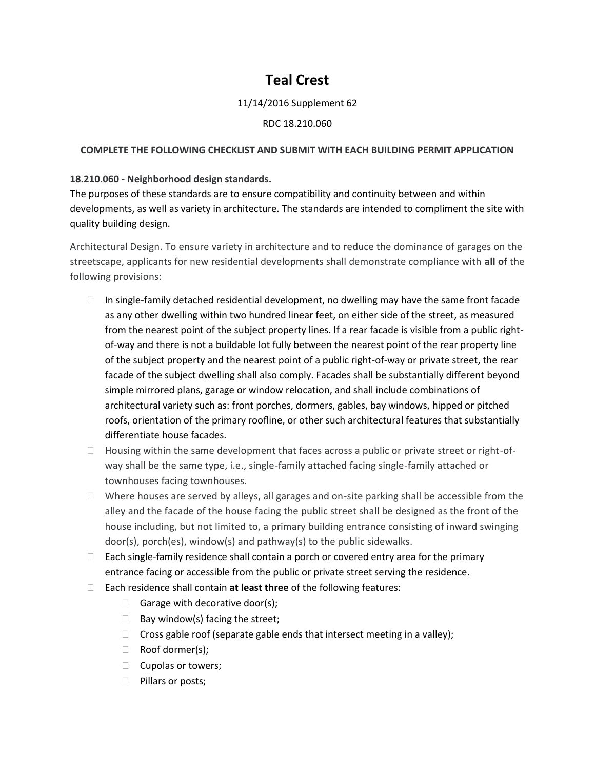# Teal Crest

11/14/2016 Supplement 62

RDC 18.210.060

**COMPLETE THE FOLLOWING CHECKLIST AND SUBMIT WITH EACH BUILDING PERMIT APPLICATION**

**18.210.060 - Neighborhood design standards.**

The purposes of these standards are to ensure compatibility and continuity between and within developments, as well as variety in architecture. The standards are intended to compliment the site with quality building design.

Architectural Design. To ensure variety in architecture and to reduce the dominance of garages on the streetscape, applicants for new residential developments shall demonstrate compliance with **all of** the following provisions:

- ☐ In single-family detached residential development, no dwelling may have the same front facade as any other dwelling within two hundred linear feet, on either side of the street, as measured from the nearest point of the subject property lines. If a rear facade is visible from a public right-of-way and there is not a buildable lot fully between the nearest point of the rear property line of the subject property and the nearest point of a public right-of-way or private street, the rear facade of the subject dwelling shall also comply. Facades shall be substantially different beyond simple mirrored plans, garage or window relocation, and shall include combinations of architectural variety such as: front porches, dormers, gables, bay windows, hipped or pitched roofs, orientation of the primary roofline, or other such architectural features that substantially differentiate house facades.
- ☐ Housing within the same development that faces across a public or private street or right-of-way shall be the same type, i.e., single-family attached facing single-family attached or townhouses facing townhouses.
- ☐ Where houses are served by alleys, all garages and on-site parking shall be accessible from the alley and the facade of the house facing the public street shall be designed as the front of the house including, but not limited to, a primary building entrance consisting of inward swinging door(s), porch(es), window(s) and pathway(s) to the public sidewalks.
- ☐ Each single-family residence shall contain a porch or covered entry area for the primary entrance facing or accessible from the public or private street serving the residence.
- ☐ Each residence shall contain **at least three** of the following features:
  - ☐ Garage with decorative door(s);
  - ☐ Bay window(s) facing the street;
  - ☐ Cross gable roof (separate gable ends that intersect meeting in a valley);
  - ☐ Roof dormer(s);
  - ☐ Cupolas or towers;
  - ☐ Pillars or posts;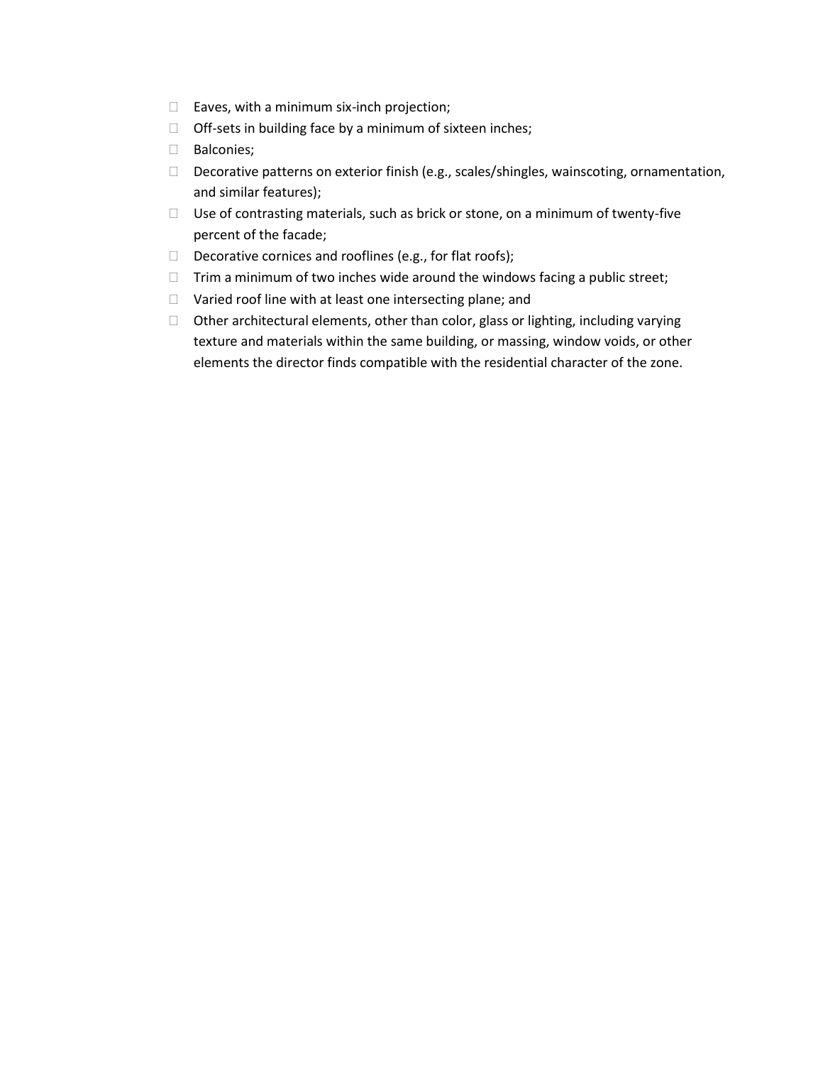- Eaves, with a minimum six-inch projection;
- Off-sets in building face by a minimum of sixteen inches;
- Balconies;
- Decorative patterns on exterior finish (e.g., scales/shingles, wainscoting, ornamentation, and similar features);
- Use of contrasting materials, such as brick or stone, on a minimum of twenty-five percent of the facade;
- Decorative cornices and rooflines (e.g., for flat roofs);
- Trim a minimum of two inches wide around the windows facing a public street;
- Varied roof line with at least one intersecting plane; and
- Other architectural elements, other than color, glass or lighting, including varying texture and materials within the same building, or massing, window voids, or other elements the director finds compatible with the residential character of the zone.